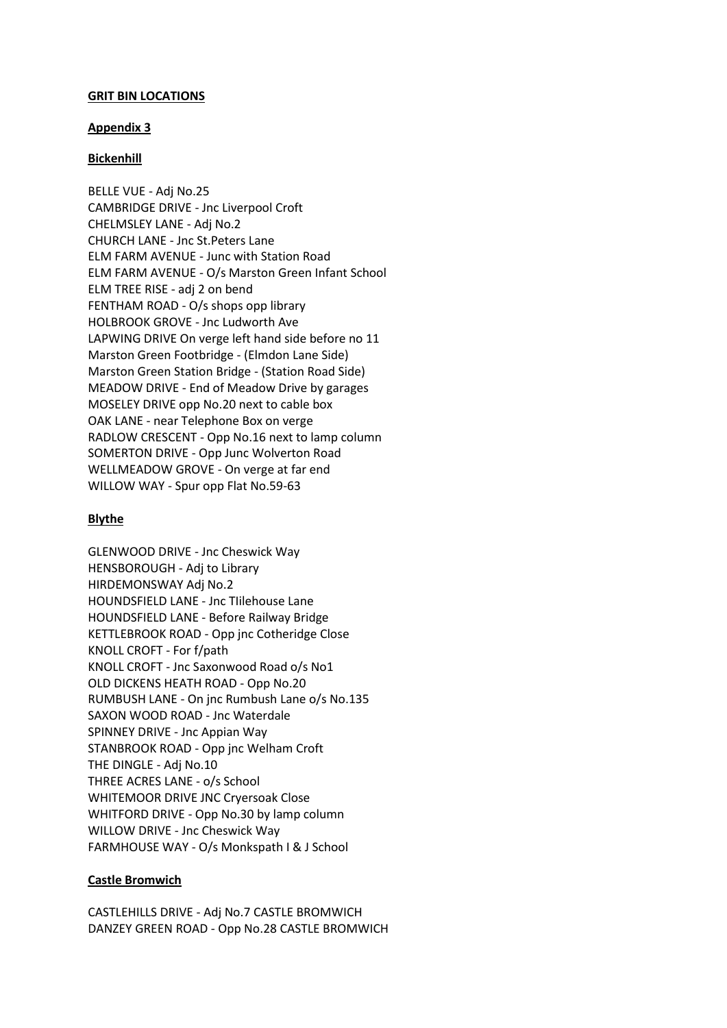**GRIT BIN LOCATIONS**

**Appendix 3**

**Bickenhill**

BELLE VUE - Adj No.25
CAMBRIDGE DRIVE - Jnc Liverpool Croft
CHELMSLEY LANE - Adj No.2
CHURCH LANE - Jnc St.Peters Lane
ELM FARM AVENUE - Junc with Station Road
ELM FARM AVENUE - O/s Marston Green Infant School
ELM TREE RISE - adj 2 on bend
FENTHAM ROAD - O/s shops opp library
HOLBROOK GROVE - Jnc Ludworth Ave
LAPWING DRIVE On verge left hand side before no 11
Marston Green Footbridge - (Elmdon Lane Side)
Marston Green Station Bridge - (Station Road Side)
MEADOW DRIVE - End of Meadow Drive by garages
MOSELEY DRIVE opp No.20 next to cable box
OAK LANE - near Telephone Box on verge
RADLOW CRESCENT - Opp No.16 next to lamp column
SOMERTON DRIVE - Opp Junc Wolverton Road
WELLMEADOW GROVE - On verge at far end
WILLOW WAY - Spur opp Flat No.59-63

**Blythe**

GLENWOOD DRIVE - Jnc Cheswick Way
HENSBOROUGH - Adj to Library
HIRDEMONSWAY Adj No.2
HOUNDSFIELD LANE - Jnc TIilehouse Lane
HOUNDSFIELD LANE - Before Railway Bridge
KETTLEBROOK ROAD - Opp jnc Cotheridge Close
KNOLL CROFT - For f/path
KNOLL CROFT - Jnc Saxonwood Road o/s No1
OLD DICKENS HEATH ROAD - Opp No.20
RUMBUSH LANE - On jnc Rumbush Lane o/s No.135
SAXON WOOD ROAD - Jnc Waterdale
SPINNEY DRIVE - Jnc Appian Way
STANBROOK ROAD - Opp jnc Welham Croft
THE DINGLE - Adj No.10
THREE ACRES LANE - o/s School
WHITEMOOR DRIVE JNC Cryersoak Close
WHITFORD DRIVE - Opp No.30 by lamp column
WILLOW DRIVE - Jnc Cheswick Way
FARMHOUSE WAY - O/s Monkspath I & J School

**Castle Bromwich**

CASTLEHILLS DRIVE - Adj No.7 CASTLE BROMWICH
DANZEY GREEN ROAD - Opp No.28 CASTLE BROMWICH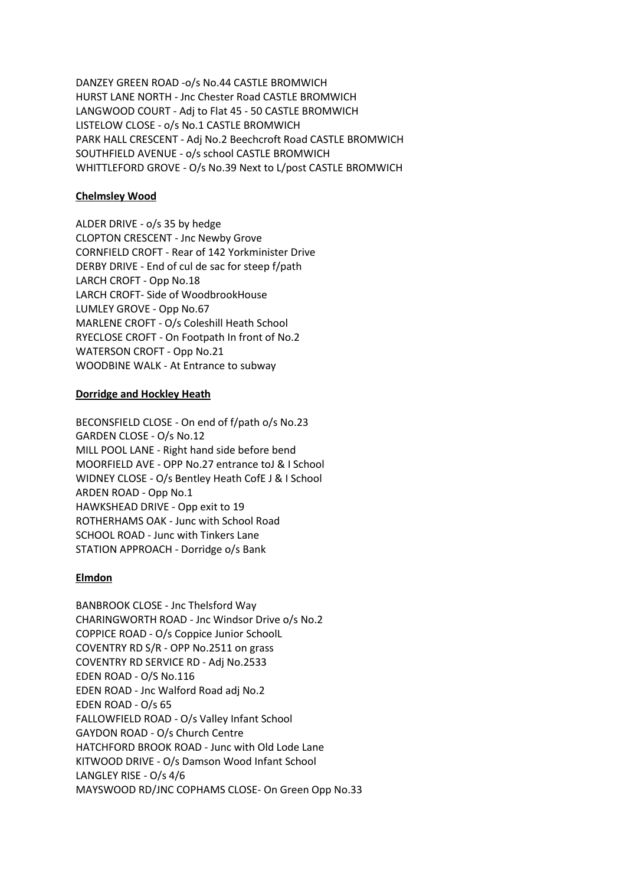DANZEY GREEN ROAD -o/s No.44 CASTLE BROMWICH
HURST LANE NORTH - Jnc Chester Road CASTLE BROMWICH
LANGWOOD COURT - Adj to Flat 45 - 50 CASTLE BROMWICH
LISTELOW CLOSE - o/s No.1 CASTLE BROMWICH
PARK HALL CRESCENT - Adj No.2 Beechcroft Road CASTLE BROMWICH
SOUTHFIELD AVENUE - o/s school CASTLE BROMWICH
WHITTLEFORD GROVE - O/s No.39 Next to L/post CASTLE BROMWICH

**Chelmsley Wood**

ALDER DRIVE - o/s 35 by hedge
CLOPTON CRESCENT - Jnc Newby Grove
CORNFIELD CROFT - Rear of 142 Yorkminister Drive
DERBY DRIVE - End of cul de sac for steep f/path
LARCH CROFT - Opp No.18
LARCH CROFT- Side of WoodbrookHouse
LUMLEY GROVE - Opp No.67
MARLENE CROFT - O/s Coleshill Heath School
RYECLOSE CROFT - On Footpath In front of No.2
WATERSON CROFT - Opp No.21
WOODBINE WALK - At Entrance to subway

**Dorridge and Hockley Heath**

BECONSFIELD CLOSE - On end of f/path o/s No.23
GARDEN CLOSE - O/s No.12
MILL POOL LANE - Right hand side before bend
MOORFIELD AVE - OPP No.27 entrance toJ & I School
WIDNEY CLOSE - O/s Bentley Heath CofE J & I School
ARDEN ROAD - Opp No.1
HAWKSHEAD DRIVE - Opp exit to 19
ROTHERHAMS OAK - Junc with School Road
SCHOOL ROAD - Junc with Tinkers Lane
STATION APPROACH - Dorridge o/s Bank

**Elmdon**

BANBROOK CLOSE - Jnc Thelsford Way
CHARINGWORTH ROAD - Jnc Windsor Drive o/s No.2
COPPICE ROAD - O/s Coppice Junior SchoolL
COVENTRY RD S/R - OPP No.2511 on grass
COVENTRY RD SERVICE RD - Adj No.2533
EDEN ROAD - O/S No.116
EDEN ROAD - Jnc Walford Road adj No.2
EDEN ROAD - O/s 65
FALLOWFIELD ROAD - O/s Valley Infant School
GAYDON ROAD - O/s Church Centre
HATCHFORD BROOK ROAD - Junc with Old Lode Lane
KITWOOD DRIVE - O/s Damson Wood Infant School
LANGLEY RISE - O/s 4/6
MAYSWOOD RD/JNC COPHAMS CLOSE- On Green Opp No.33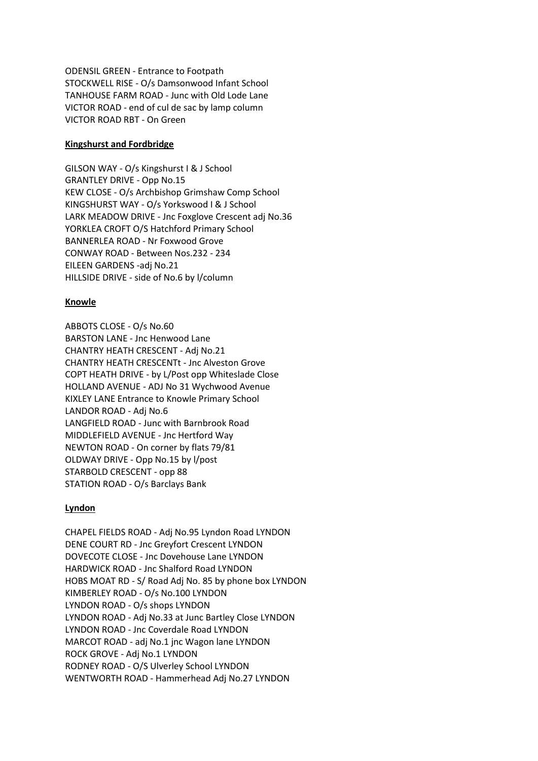ODENSIL GREEN - Entrance to Footpath
STOCKWELL RISE - O/s Damsonwood Infant School
TANHOUSE FARM ROAD - Junc with Old Lode Lane
VICTOR ROAD - end of cul de sac by lamp column
VICTOR ROAD RBT - On Green

**Kingshurst and Fordbridge**

GILSON WAY - O/s Kingshurst I & J School
GRANTLEY DRIVE - Opp No.15
KEW CLOSE - O/s Archbishop Grimshaw Comp School
KINGSHURST WAY - O/s Yorkswood I & J School
LARK MEADOW DRIVE - Jnc Foxglove Crescent adj No.36
YORKLEA CROFT O/S Hatchford Primary School
BANNERLEA ROAD - Nr Foxwood Grove
CONWAY ROAD - Between Nos.232 - 234
EILEEN GARDENS -adj No.21
HILLSIDE DRIVE - side of No.6 by l/column

**Knowle**

ABBOTS CLOSE - O/s No.60
BARSTON LANE - Jnc Henwood Lane
CHANTRY HEATH CRESCENT - Adj No.21
CHANTRY HEATH CRESCENTt - Jnc Alveston Grove
COPT HEATH DRIVE - by L/Post opp Whiteslade Close
HOLLAND AVENUE - ADJ No 31 Wychwood Avenue
KIXLEY LANE Entrance to Knowle Primary School
LANDOR ROAD - Adj No.6
LANGFIELD ROAD - Junc with Barnbrook Road
MIDDLEFIELD AVENUE - Jnc Hertford Way
NEWTON ROAD - On corner by flats 79/81
OLDWAY DRIVE - Opp No.15 by l/post
STARBOLD CRESCENT - opp 88
STATION ROAD - O/s Barclays Bank

**Lyndon**

CHAPEL FIELDS ROAD - Adj No.95 Lyndon Road LYNDON
DENE COURT RD - Jnc Greyfort Crescent LYNDON
DOVECOTE CLOSE - Jnc Dovehouse Lane LYNDON
HARDWICK ROAD - Jnc Shalford Road LYNDON
HOBS MOAT RD - S/ Road Adj No. 85 by phone box LYNDON
KIMBERLEY ROAD - O/s No.100 LYNDON
LYNDON ROAD - O/s shops LYNDON
LYNDON ROAD - Adj No.33 at Junc Bartley Close LYNDON
LYNDON ROAD - Jnc Coverdale Road LYNDON
MARCOT ROAD - adj No.1 jnc Wagon lane LYNDON
ROCK GROVE - Adj No.1 LYNDON
RODNEY ROAD - O/S Ulverley School LYNDON
WENTWORTH ROAD - Hammerhead Adj No.27 LYNDON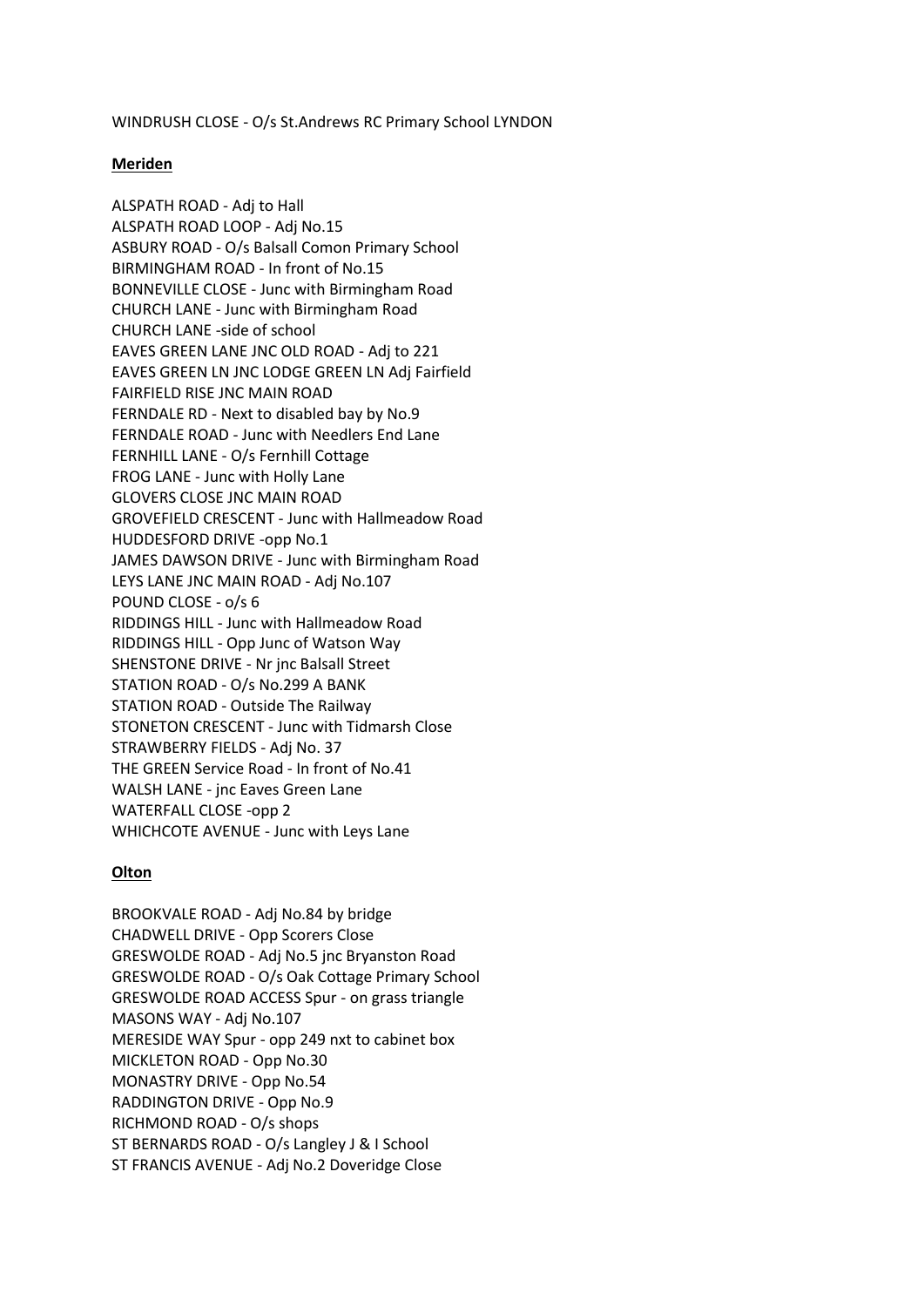WINDRUSH CLOSE - O/s St.Andrews RC Primary School LYNDON

**Meriden**

ALSPATH ROAD - Adj to Hall
ALSPATH ROAD LOOP - Adj No.15
ASBURY ROAD - O/s Balsall Comon Primary School
BIRMINGHAM ROAD - In front of No.15
BONNEVILLE CLOSE - Junc with Birmingham Road
CHURCH LANE - Junc with Birmingham Road
CHURCH LANE -side of school
EAVES GREEN LANE JNC OLD ROAD - Adj to 221
EAVES GREEN LN JNC LODGE GREEN LN Adj Fairfield
FAIRFIELD RISE JNC MAIN ROAD
FERNDALE RD - Next to disabled bay by No.9
FERNDALE ROAD - Junc with Needlers End Lane
FERNHILL LANE - O/s Fernhill Cottage
FROG LANE - Junc with Holly Lane
GLOVERS CLOSE JNC MAIN ROAD
GROVEFIELD CRESCENT - Junc with Hallmeadow Road
HUDDESFORD DRIVE -opp No.1
JAMES DAWSON DRIVE - Junc with Birmingham Road
LEYS LANE JNC MAIN ROAD - Adj No.107
POUND CLOSE - o/s 6
RIDDINGS HILL - Junc with Hallmeadow Road
RIDDINGS HILL - Opp Junc of Watson Way
SHENSTONE DRIVE - Nr jnc Balsall Street
STATION ROAD - O/s No.299 A BANK
STATION ROAD - Outside The Railway
STONETON CRESCENT - Junc with Tidmarsh Close
STRAWBERRY FIELDS - Adj No. 37
THE GREEN Service Road - In front of No.41
WALSH LANE - jnc Eaves Green Lane
WATERFALL CLOSE -opp 2
WHICHCOTE AVENUE - Junc with Leys Lane

**Olton**

BROOKVALE ROAD - Adj No.84 by bridge
CHADWELL DRIVE - Opp Scorers Close
GRESWOLDE ROAD - Adj No.5 jnc Bryanston Road
GRESWOLDE ROAD - O/s Oak Cottage Primary School
GRESWOLDE ROAD ACCESS Spur - on grass triangle
MASONS WAY - Adj No.107
MERESIDE WAY Spur - opp 249 nxt to cabinet box
MICKLETON ROAD - Opp No.30
MONASTRY DRIVE - Opp No.54
RADDINGTON DRIVE - Opp No.9
RICHMOND ROAD - O/s shops
ST BERNARDS ROAD - O/s Langley J & I School
ST FRANCIS AVENUE - Adj No.2 Doveridge Close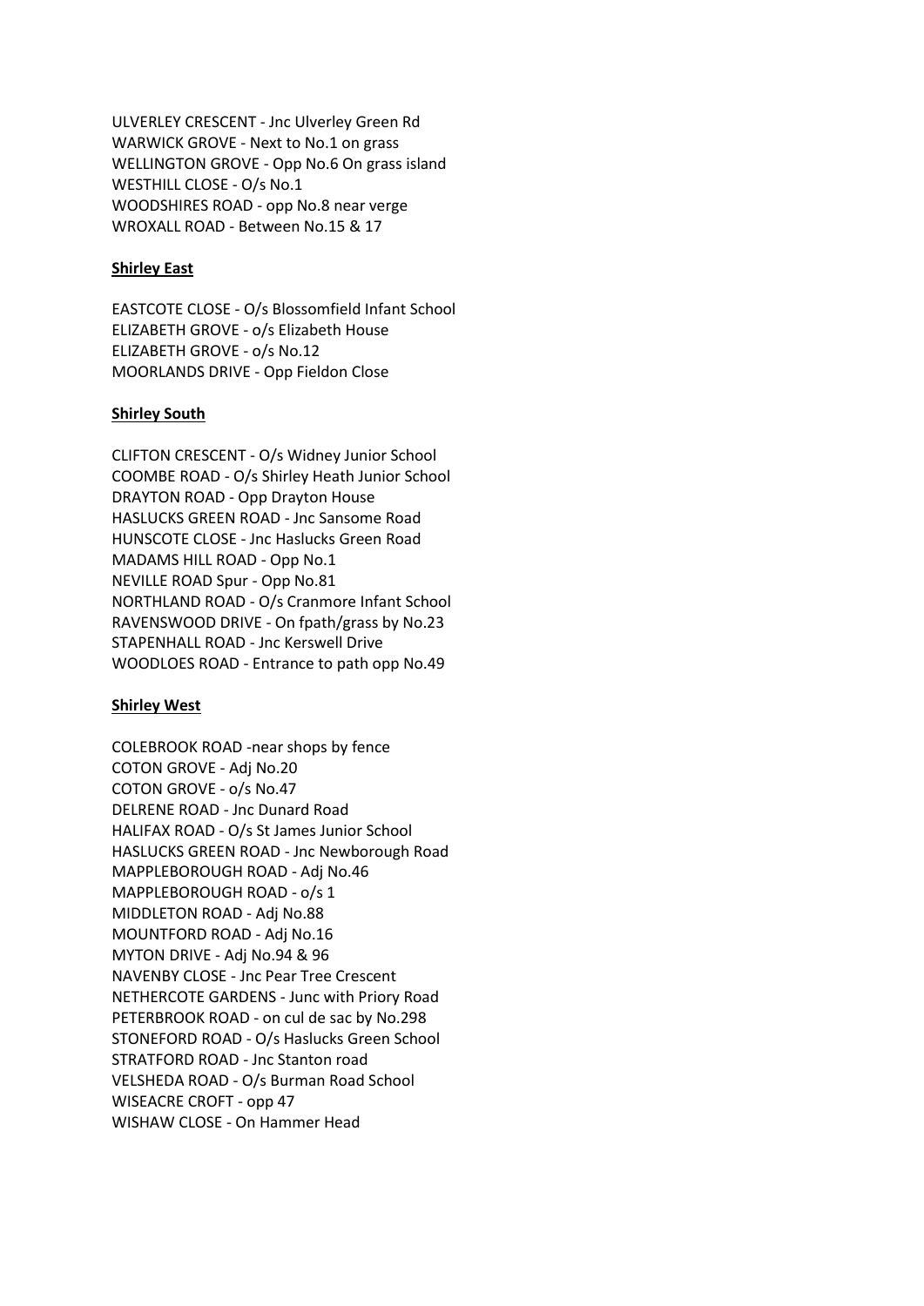ULVERLEY CRESCENT - Jnc Ulverley Green Rd
WARWICK GROVE - Next to No.1 on grass
WELLINGTON GROVE - Opp No.6 On grass island
WESTHILL CLOSE - O/s No.1
WOODSHIRES ROAD - opp No.8 near verge
WROXALL ROAD - Between No.15 & 17

**Shirley East**

EASTCOTE CLOSE - O/s Blossomfield Infant School
ELIZABETH GROVE - o/s Elizabeth House
ELIZABETH GROVE - o/s No.12
MOORLANDS DRIVE - Opp Fieldon Close

**Shirley South**

CLIFTON CRESCENT - O/s Widney Junior School
COOMBE ROAD - O/s Shirley Heath Junior School
DRAYTON ROAD - Opp Drayton House
HASLUCKS GREEN ROAD - Jnc Sansome Road
HUNSCOTE CLOSE - Jnc Haslucks Green Road
MADAMS HILL ROAD - Opp No.1
NEVILLE ROAD Spur - Opp No.81
NORTHLAND ROAD - O/s Cranmore Infant School
RAVENSWOOD DRIVE - On fpath/grass by No.23
STAPENHALL ROAD - Jnc Kerswell Drive
WOODLOES ROAD - Entrance to path opp No.49

**Shirley West**

COLEBROOK ROAD -near shops by fence
COTON GROVE - Adj No.20
COTON GROVE - o/s No.47
DELRENE ROAD - Jnc Dunard Road
HALIFAX ROAD - O/s St James Junior School
HASLUCKS GREEN ROAD - Jnc Newborough Road
MAPPLEBOROUGH ROAD - Adj No.46
MAPPLEBOROUGH ROAD - o/s 1
MIDDLETON ROAD - Adj No.88
MOUNTFORD ROAD - Adj No.16
MYTON DRIVE - Adj No.94 & 96
NAVENBY CLOSE - Jnc Pear Tree Crescent
NETHERCOTE GARDENS - Junc with Priory Road
PETERBROOK ROAD - on cul de sac by No.298
STONEFORD ROAD - O/s Haslucks Green School
STRATFORD ROAD - Jnc Stanton road
VELSHEDA ROAD - O/s Burman Road School
WISEACRE CROFT - opp 47
WISHAW CLOSE - On Hammer Head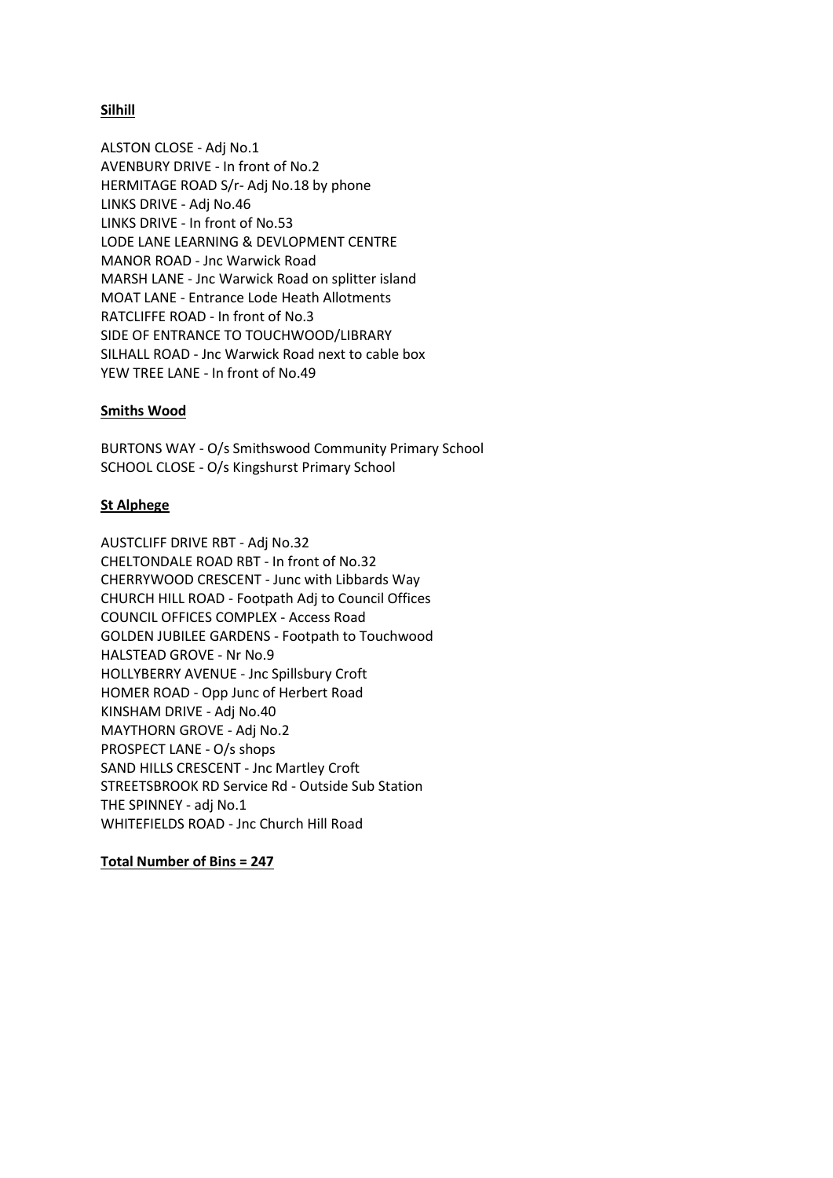**Silhill**

ALSTON CLOSE - Adj No.1
AVENBURY DRIVE - In front of No.2
HERMITAGE ROAD S/r- Adj No.18 by phone
LINKS DRIVE - Adj No.46
LINKS DRIVE - In front of No.53
LODE LANE LEARNING & DEVLOPMENT CENTRE
MANOR ROAD - Jnc Warwick Road
MARSH LANE - Jnc Warwick Road on splitter island
MOAT LANE - Entrance Lode Heath Allotments
RATCLIFFE ROAD - In front of No.3
SIDE OF ENTRANCE TO TOUCHWOOD/LIBRARY
SILHALL ROAD - Jnc Warwick Road next to cable box
YEW TREE LANE - In front of No.49

**Smiths Wood**

BURTONS WAY - O/s Smithswood Community Primary School
SCHOOL CLOSE - O/s Kingshurst Primary School

**St Alphege**

AUSTCLIFF DRIVE RBT - Adj No.32
CHELTONDALE ROAD RBT - In front of No.32
CHERRYWOOD CRESCENT - Junc with Libbards Way
CHURCH HILL ROAD - Footpath Adj to Council Offices
COUNCIL OFFICES COMPLEX - Access Road
GOLDEN JUBILEE GARDENS - Footpath to Touchwood
HALSTEAD GROVE - Nr No.9
HOLLYBERRY AVENUE - Jnc Spillsbury Croft
HOMER ROAD - Opp Junc of Herbert Road
KINSHAM DRIVE - Adj No.40
MAYTHORN GROVE - Adj No.2
PROSPECT LANE - O/s shops
SAND HILLS CRESCENT - Jnc Martley Croft
STREETSBROOK RD Service Rd - Outside Sub Station
THE SPINNEY - adj No.1
WHITEFIELDS ROAD - Jnc Church Hill Road

**Total Number of Bins = 247**